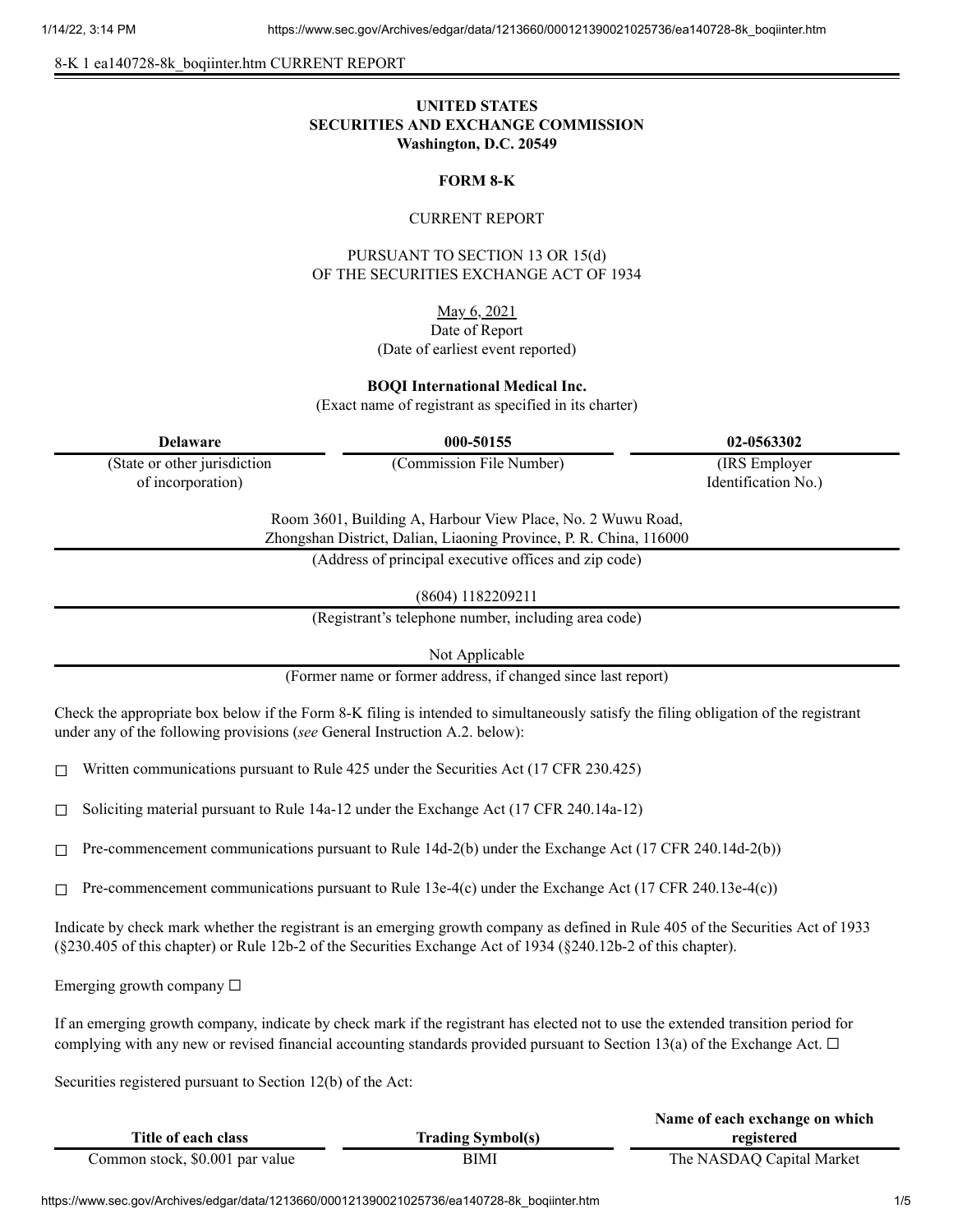8-K 1 ea140728-8k_boqiinter.htm CURRENT REPORT

**UNITED STATES**
**SECURITIES AND EXCHANGE COMMISSION**
**Washington, D.C. 20549**

**FORM 8-K**

CURRENT REPORT

PURSUANT TO SECTION 13 OR 15(d)
OF THE SECURITIES EXCHANGE ACT OF 1934

May 6, 2021
Date of Report
(Date of earliest event reported)

**BOQI International Medical Inc.**
(Exact name of registrant as specified in its charter)

| **Delaware** | **000-50155** | **02-0563302** |
|---|---|---|
| (State or other jurisdiction of incorporation) | (Commission File Number) | (IRS Employer Identification No.) |

Room 3601, Building A, Harbour View Place, No. 2 Wuwu Road,
Zhongshan District, Dalian, Liaoning Province, P. R. China, 116000
(Address of principal executive offices and zip code)

(8604) 1182209211
(Registrant's telephone number, including area code)

Not Applicable
(Former name or former address, if changed since last report)

Check the appropriate box below if the Form 8-K filing is intended to simultaneously satisfy the filing obligation of the registrant under any of the following provisions (*see* General Instruction A.2. below):

☐ Written communications pursuant to Rule 425 under the Securities Act (17 CFR 230.425)

☐ Soliciting material pursuant to Rule 14a-12 under the Exchange Act (17 CFR 240.14a-12)

☐ Pre-commencement communications pursuant to Rule 14d-2(b) under the Exchange Act (17 CFR 240.14d-2(b))

☐ Pre-commencement communications pursuant to Rule 13e-4(c) under the Exchange Act (17 CFR 240.13e-4(c))

Indicate by check mark whether the registrant is an emerging growth company as defined in Rule 405 of the Securities Act of 1933 (§230.405 of this chapter) or Rule 12b-2 of the Securities Exchange Act of 1934 (§240.12b-2 of this chapter).

Emerging growth company ☐

If an emerging growth company, indicate by check mark if the registrant has elected not to use the extended transition period for complying with any new or revised financial accounting standards provided pursuant to Section 13(a) of the Exchange Act. ☐

Securities registered pursuant to Section 12(b) of the Act:

| Title of each class | Trading Symbol(s) | Name of each exchange on which registered |
|---|---|---|
| Common stock, $0.001 par value | BIMI | The NASDAQ Capital Market |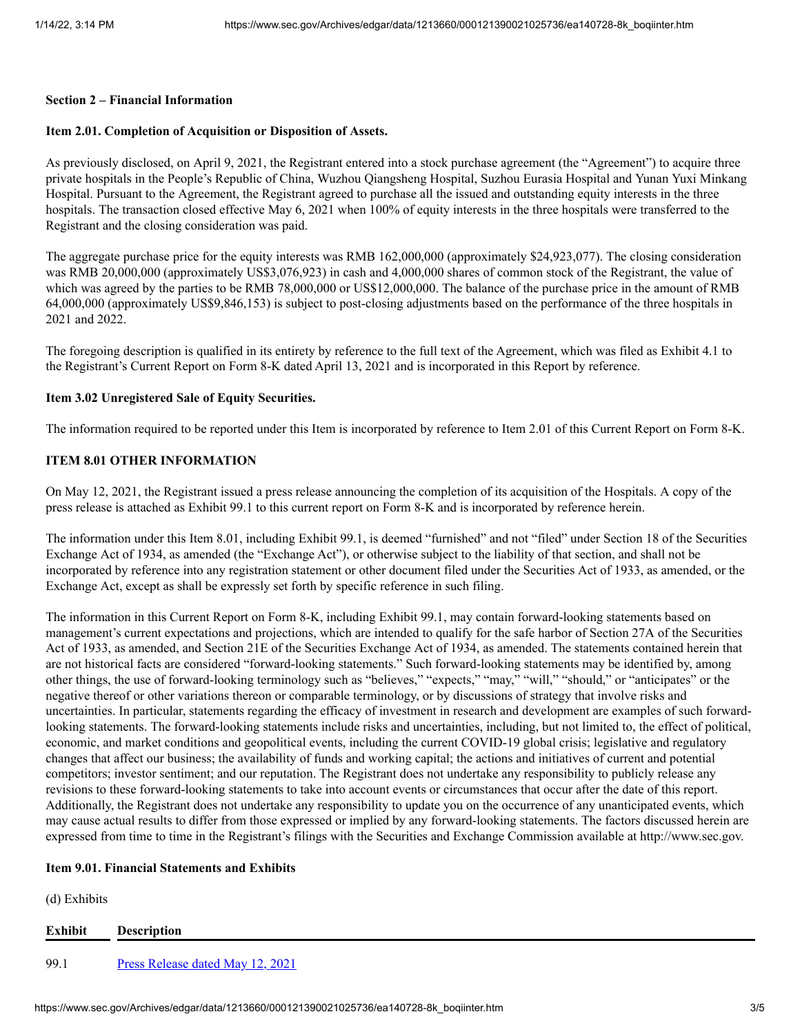## Section 2 – Financial Information

### Item 2.01. Completion of Acquisition or Disposition of Assets.

As previously disclosed, on April 9, 2021, the Registrant entered into a stock purchase agreement (the "Agreement") to acquire three private hospitals in the People's Republic of China, Wuzhou Qiangsheng Hospital, Suzhou Eurasia Hospital and Yunan Yuxi Minkang Hospital. Pursuant to the Agreement, the Registrant agreed to purchase all the issued and outstanding equity interests in the three hospitals. The transaction closed effective May 6, 2021 when 100% of equity interests in the three hospitals were transferred to the Registrant and the closing consideration was paid.

The aggregate purchase price for the equity interests was RMB 162,000,000 (approximately $24,923,077). The closing consideration was RMB 20,000,000 (approximately US$3,076,923) in cash and 4,000,000 shares of common stock of the Registrant, the value of which was agreed by the parties to be RMB 78,000,000 or US$12,000,000. The balance of the purchase price in the amount of RMB 64,000,000 (approximately US$9,846,153) is subject to post-closing adjustments based on the performance of the three hospitals in 2021 and 2022.

The foregoing description is qualified in its entirety by reference to the full text of the Agreement, which was filed as Exhibit 4.1 to the Registrant's Current Report on Form 8-K dated April 13, 2021 and is incorporated in this Report by reference.

### Item 3.02 Unregistered Sale of Equity Securities.

The information required to be reported under this Item is incorporated by reference to Item 2.01 of this Current Report on Form 8-K.

### ITEM 8.01 OTHER INFORMATION

On May 12, 2021, the Registrant issued a press release announcing the completion of its acquisition of the Hospitals. A copy of the press release is attached as Exhibit 99.1 to this current report on Form 8-K and is incorporated by reference herein.

The information under this Item 8.01, including Exhibit 99.1, is deemed "furnished" and not "filed" under Section 18 of the Securities Exchange Act of 1934, as amended (the "Exchange Act"), or otherwise subject to the liability of that section, and shall not be incorporated by reference into any registration statement or other document filed under the Securities Act of 1933, as amended, or the Exchange Act, except as shall be expressly set forth by specific reference in such filing.

The information in this Current Report on Form 8-K, including Exhibit 99.1, may contain forward-looking statements based on management's current expectations and projections, which are intended to qualify for the safe harbor of Section 27A of the Securities Act of 1933, as amended, and Section 21E of the Securities Exchange Act of 1934, as amended. The statements contained herein that are not historical facts are considered "forward-looking statements." Such forward-looking statements may be identified by, among other things, the use of forward-looking terminology such as "believes," "expects," "may," "will," "should," or "anticipates" or the negative thereof or other variations thereon or comparable terminology, or by discussions of strategy that involve risks and uncertainties. In particular, statements regarding the efficacy of investment in research and development are examples of such forward-looking statements. The forward-looking statements include risks and uncertainties, including, but not limited to, the effect of political, economic, and market conditions and geopolitical events, including the current COVID-19 global crisis; legislative and regulatory changes that affect our business; the availability of funds and working capital; the actions and initiatives of current and potential competitors; investor sentiment; and our reputation. The Registrant does not undertake any responsibility to publicly release any revisions to these forward-looking statements to take into account events or circumstances that occur after the date of this report. Additionally, the Registrant does not undertake any responsibility to update you on the occurrence of any unanticipated events, which may cause actual results to differ from those expressed or implied by any forward-looking statements. The factors discussed herein are expressed from time to time in the Registrant's filings with the Securities and Exchange Commission available at http://www.sec.gov.

### Item 9.01. Financial Statements and Exhibits

(d) Exhibits

| Exhibit | Description |
|---|---|
| 99.1 | Press Release dated May 12, 2021 |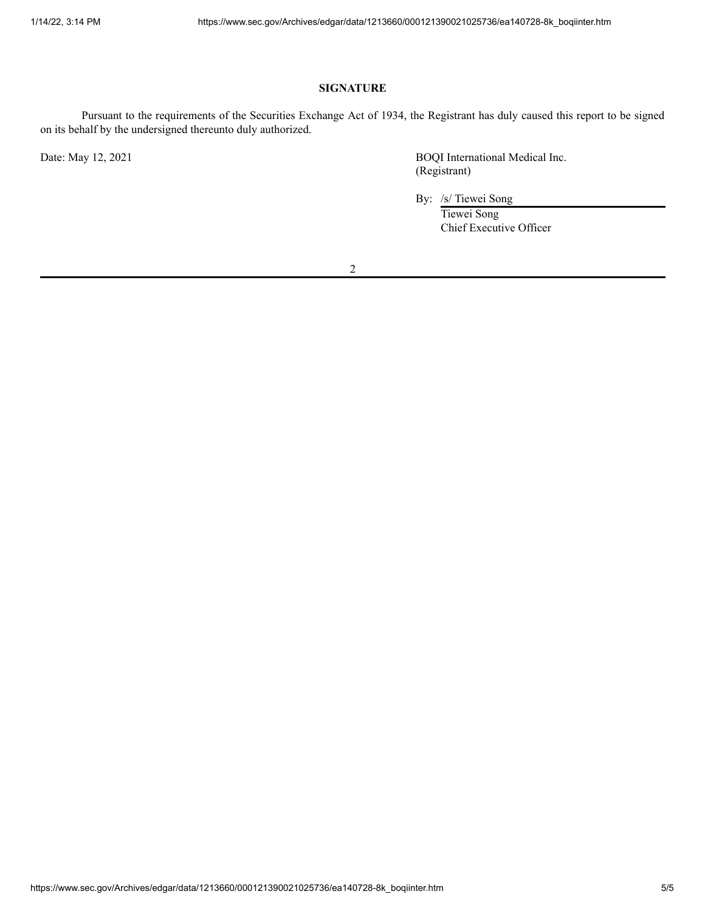**SIGNATURE**

Pursuant to the requirements of the Securities Exchange Act of 1934, the Registrant has duly caused this report to be signed on its behalf by the undersigned thereunto duly authorized.

Date: May 12, 2021

BOQI International Medical Inc.
(Registrant)

By: /s/ Tiewei Song
Tiewei Song
Chief Executive Officer